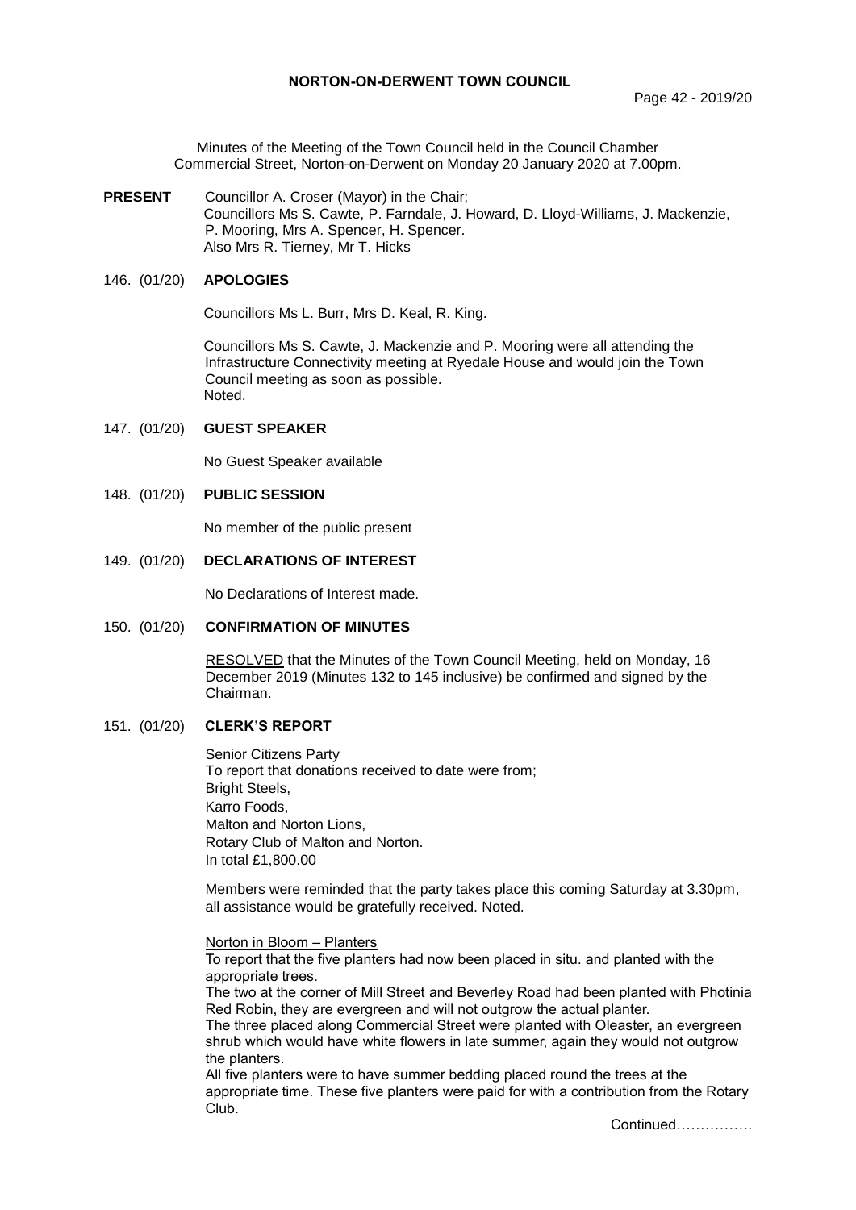# NORTON-ON-DERWENT TOWN COUNCIL

Minutes of the Meeting of the Town Council held in the Council Chamber Commercial Street, Norton-on-Derwent on Monday 20 January 2020 at 7.00pm.

**PRESENT** Councillor A. Croser (Mayor) in the Chair;
Councillors Ms S. Cawte, P. Farndale, J. Howard, D. Lloyd-Williams, J. Mackenzie, P. Mooring, Mrs A. Spencer, H. Spencer.
Also Mrs R. Tierney, Mr T. Hicks

## 146. (01/20) APOLOGIES

Councillors Ms L. Burr, Mrs D. Keal, R. King.

Councillors Ms S. Cawte, J. Mackenzie and P. Mooring were all attending the Infrastructure Connectivity meeting at Ryedale House and would join the Town Council meeting as soon as possible.
Noted.

## 147. (01/20) GUEST SPEAKER

No Guest Speaker available

## 148. (01/20) PUBLIC SESSION

No member of the public present

## 149. (01/20) DECLARATIONS OF INTEREST

No Declarations of Interest made.

## 150. (01/20) CONFIRMATION OF MINUTES

RESOLVED that the Minutes of the Town Council Meeting, held on Monday, 16 December 2019 (Minutes 132 to 145 inclusive) be confirmed and signed by the Chairman.

## 151. (01/20) CLERK'S REPORT

Senior Citizens Party
To report that donations received to date were from;
Bright Steels,
Karro Foods,
Malton and Norton Lions,
Rotary Club of Malton and Norton.
In total £1,800.00

Members were reminded that the party takes place this coming Saturday at 3.30pm, all assistance would be gratefully received. Noted.

Norton in Bloom – Planters
To report that the five planters had now been placed in situ. and planted with the appropriate trees.
The two at the corner of Mill Street and Beverley Road had been planted with Photinia Red Robin, they are evergreen and will not outgrow the actual planter.
The three placed along Commercial Street were planted with Oleaster, an evergreen shrub which would have white flowers in late summer, again they would not outgrow the planters.
All five planters were to have summer bedding placed round the trees at the appropriate time. These five planters were paid for with a contribution from the Rotary Club.

Continued…………….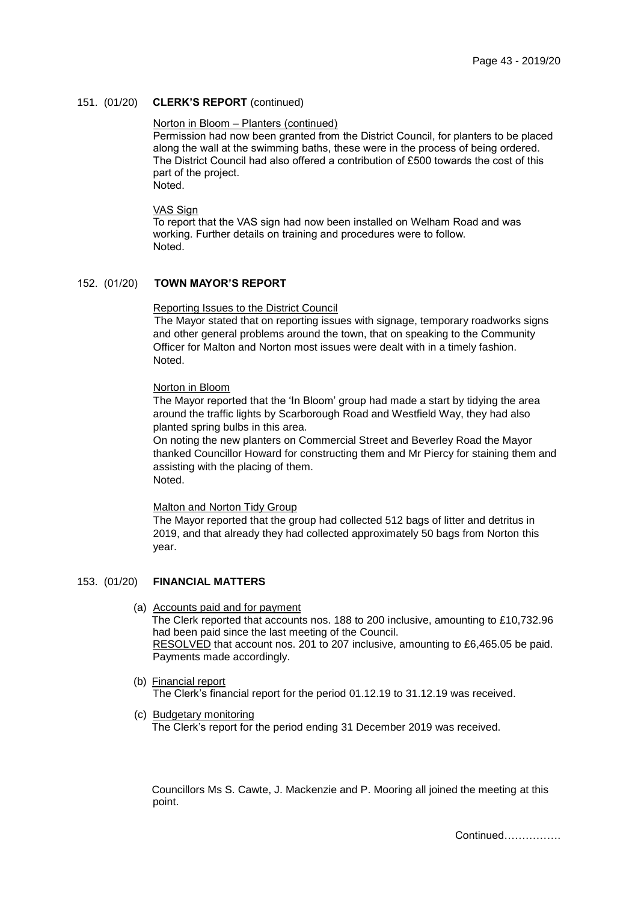151. (01/20) **CLERK'S REPORT** (continued)

Norton in Bloom – Planters (continued)
Permission had now been granted from the District Council, for planters to be placed along the wall at the swimming baths, these were in the process of being ordered. The District Council had also offered a contribution of £500 towards the cost of this part of the project.
Noted.

VAS Sign
To report that the VAS sign had now been installed on Welham Road and was working. Further details on training and procedures were to follow.
Noted.

152. (01/20) **TOWN MAYOR'S REPORT**

Reporting Issues to the District Council
The Mayor stated that on reporting issues with signage, temporary roadworks signs and other general problems around the town, that on speaking to the Community Officer for Malton and Norton most issues were dealt with in a timely fashion.
Noted.

Norton in Bloom
The Mayor reported that the 'In Bloom' group had made a start by tidying the area around the traffic lights by Scarborough Road and Westfield Way, they had also planted spring bulbs in this area.
On noting the new planters on Commercial Street and Beverley Road the Mayor thanked Councillor Howard for constructing them and Mr Piercy for staining them and assisting with the placing of them.
Noted.

Malton and Norton Tidy Group
The Mayor reported that the group had collected 512 bags of litter and detritus in 2019, and that already they had collected approximately 50 bags from Norton this year.

153. (01/20) **FINANCIAL MATTERS**

(a) Accounts paid and for payment
The Clerk reported that accounts nos. 188 to 200 inclusive, amounting to £10,732.96 had been paid since the last meeting of the Council.
RESOLVED that account nos. 201 to 207 inclusive, amounting to £6,465.05 be paid. Payments made accordingly.

(b) Financial report
The Clerk's financial report for the period 01.12.19 to 31.12.19 was received.

(c) Budgetary monitoring
The Clerk's report for the period ending 31 December 2019 was received.

Councillors Ms S. Cawte, J. Mackenzie and P. Mooring all joined the meeting at this point.

Continued…………….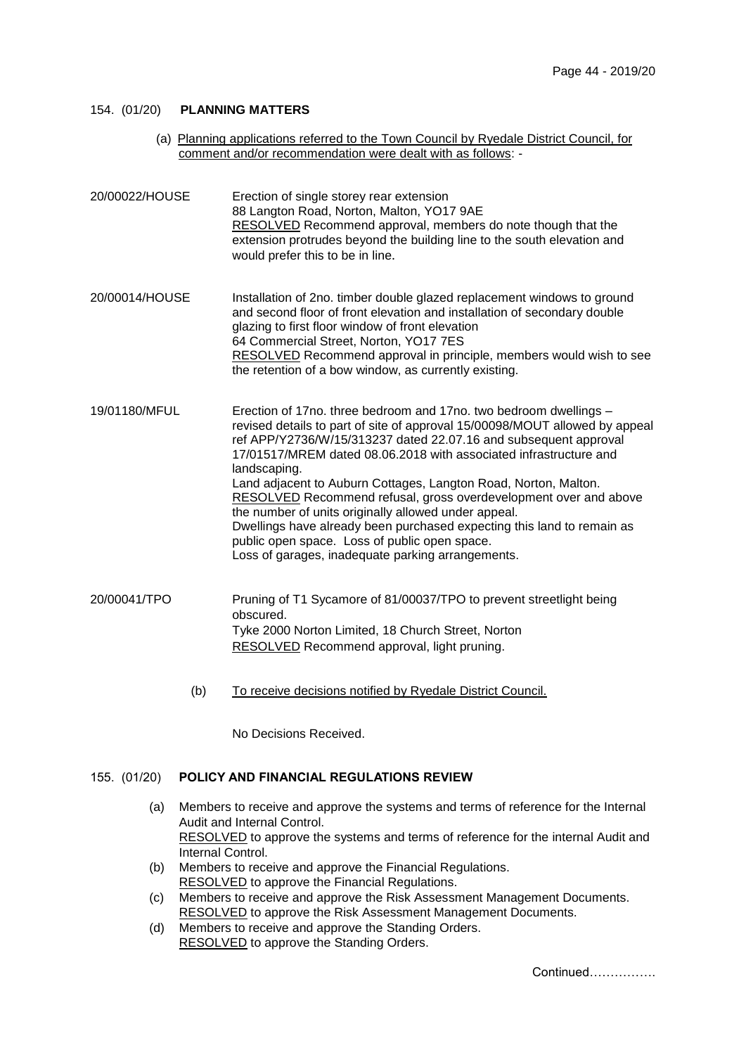## 154. (01/20) **PLANNING MATTERS**

(a) Planning applications referred to the Town Council by Ryedale District Council, for comment and/or recommendation were dealt with as follows: -

**20/00022/HOUSE**

Erection of single storey rear extension
88 Langton Road, Norton, Malton, YO17 9AE
RESOLVED Recommend approval, members do note though that the extension protrudes beyond the building line to the south elevation and would prefer this to be in line.

**20/00014/HOUSE**

Installation of 2no. timber double glazed replacement windows to ground and second floor of front elevation and installation of secondary double glazing to first floor window of front elevation
64 Commercial Street, Norton, YO17 7ES
RESOLVED Recommend approval in principle, members would wish to see the retention of a bow window, as currently existing.

**19/01180/MFUL**

Erection of 17no. three bedroom and 17no. two bedroom dwellings – revised details to part of site of approval 15/00098/MOUT allowed by appeal ref APP/Y2736/W/15/313237 dated 22.07.16 and subsequent approval 17/01517/MREM dated 08.06.2018 with associated infrastructure and landscaping.
Land adjacent to Auburn Cottages, Langton Road, Norton, Malton.
RESOLVED Recommend refusal, gross overdevelopment over and above the number of units originally allowed under appeal.
Dwellings have already been purchased expecting this land to remain as public open space. Loss of public open space.
Loss of garages, inadequate parking arrangements.

**20/00041/TPO**

Pruning of T1 Sycamore of 81/00037/TPO to prevent streetlight being obscured.
Tyke 2000 Norton Limited, 18 Church Street, Norton
RESOLVED Recommend approval, light pruning.

(b) To receive decisions notified by Ryedale District Council.

No Decisions Received.

## 155. (01/20) **POLICY AND FINANCIAL REGULATIONS REVIEW**

(a) Members to receive and approve the systems and terms of reference for the Internal Audit and Internal Control.
RESOLVED to approve the systems and terms of reference for the internal Audit and Internal Control.

(b) Members to receive and approve the Financial Regulations.
RESOLVED to approve the Financial Regulations.

(c) Members to receive and approve the Risk Assessment Management Documents.
RESOLVED to approve the Risk Assessment Management Documents.

(d) Members to receive and approve the Standing Orders.
RESOLVED to approve the Standing Orders.

Continued…………….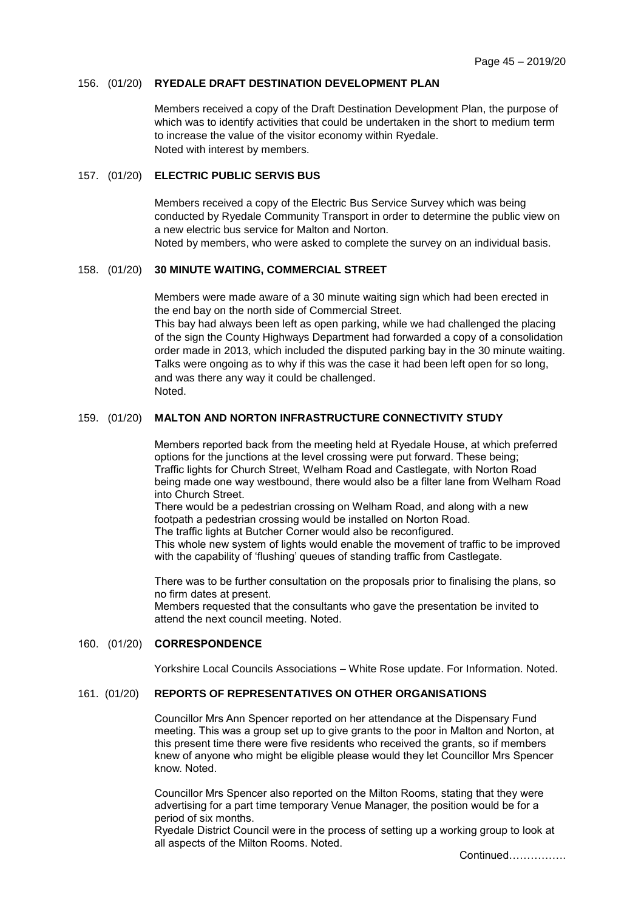### 156. (01/20) **RYEDALE DRAFT DESTINATION DEVELOPMENT PLAN**

Members received a copy of the Draft Destination Development Plan, the purpose of which was to identify activities that could be undertaken in the short to medium term to increase the value of the visitor economy within Ryedale.
Noted with interest by members.

### 157. (01/20) **ELECTRIC PUBLIC SERVIS BUS**

Members received a copy of the Electric Bus Service Survey which was being conducted by Ryedale Community Transport in order to determine the public view on a new electric bus service for Malton and Norton.
Noted by members, who were asked to complete the survey on an individual basis.

### 158. (01/20) **30 MINUTE WAITING, COMMERCIAL STREET**

Members were made aware of a 30 minute waiting sign which had been erected in the end bay on the north side of Commercial Street.
This bay had always been left as open parking, while we had challenged the placing of the sign the County Highways Department had forwarded a copy of a consolidation order made in 2013, which included the disputed parking bay in the 30 minute waiting. Talks were ongoing as to why if this was the case it had been left open for so long, and was there any way it could be challenged.
Noted.

### 159. (01/20) **MALTON AND NORTON INFRASTRUCTURE CONNECTIVITY STUDY**

Members reported back from the meeting held at Ryedale House, at which preferred options for the junctions at the level crossing were put forward. These being;
Traffic lights for Church Street, Welham Road and Castlegate, with Norton Road being made one way westbound, there would also be a filter lane from Welham Road into Church Street.
There would be a pedestrian crossing on Welham Road, and along with a new footpath a pedestrian crossing would be installed on Norton Road.
The traffic lights at Butcher Corner would also be reconfigured.
This whole new system of lights would enable the movement of traffic to be improved with the capability of 'flushing' queues of standing traffic from Castlegate.

There was to be further consultation on the proposals prior to finalising the plans, so no firm dates at present.
Members requested that the consultants who gave the presentation be invited to attend the next council meeting. Noted.

### 160. (01/20) **CORRESPONDENCE**

Yorkshire Local Councils Associations – White Rose update. For Information. Noted.

### 161. (01/20) **REPORTS OF REPRESENTATIVES ON OTHER ORGANISATIONS**

Councillor Mrs Ann Spencer reported on her attendance at the Dispensary Fund meeting. This was a group set up to give grants to the poor in Malton and Norton, at this present time there were five residents who received the grants, so if members knew of anyone who might be eligible please would they let Councillor Mrs Spencer know. Noted.

Councillor Mrs Spencer also reported on the Milton Rooms, stating that they were advertising for a part time temporary Venue Manager, the position would be for a period of six months.
Ryedale District Council were in the process of setting up a working group to look at all aspects of the Milton Rooms. Noted.

Continued…………….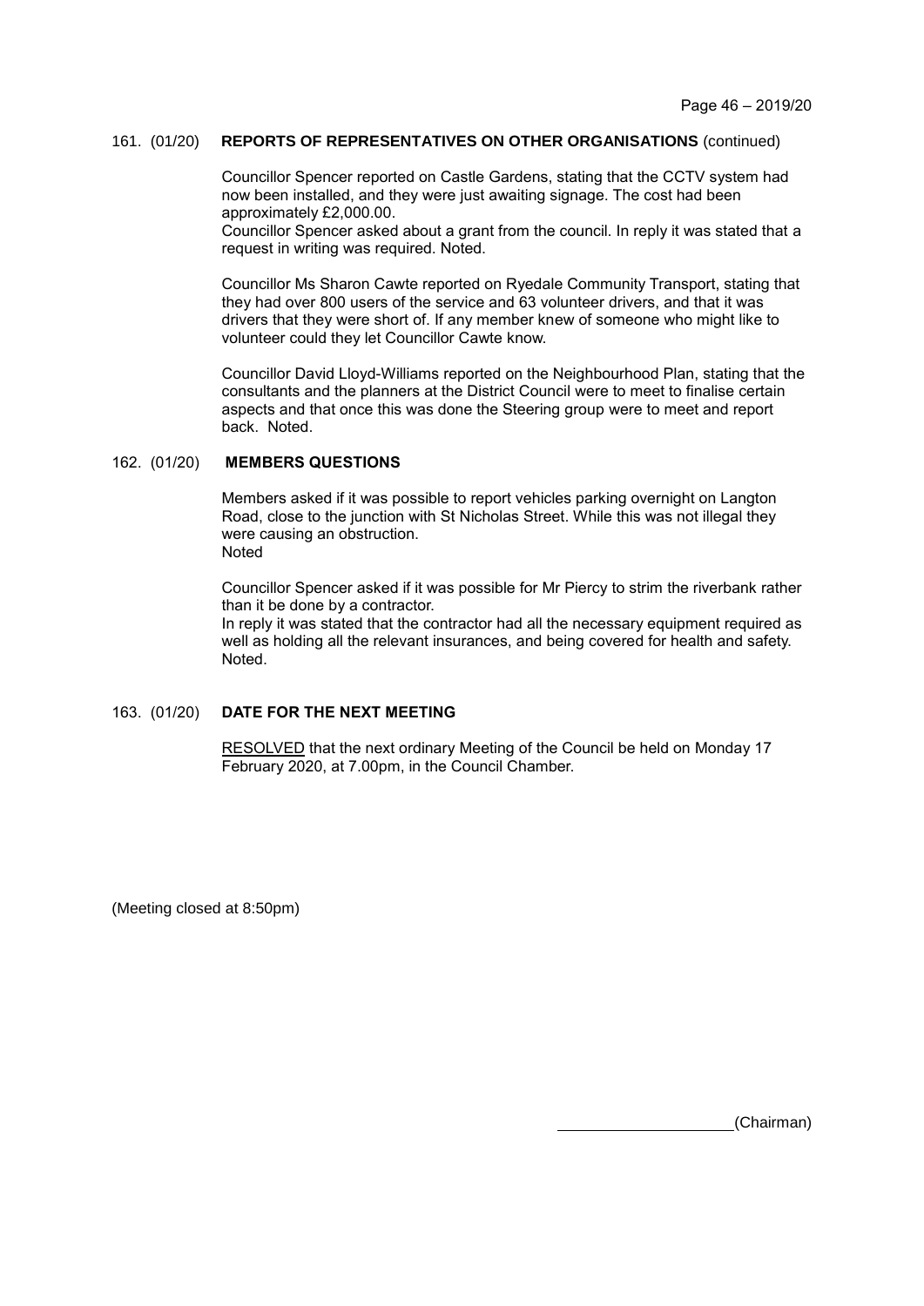### 161. (01/20) **REPORTS OF REPRESENTATIVES ON OTHER ORGANISATIONS** (continued)

Councillor Spencer reported on Castle Gardens, stating that the CCTV system had now been installed, and they were just awaiting signage. The cost had been approximately £2,000.00.
Councillor Spencer asked about a grant from the council. In reply it was stated that a request in writing was required. Noted.

Councillor Ms Sharon Cawte reported on Ryedale Community Transport, stating that they had over 800 users of the service and 63 volunteer drivers, and that it was drivers that they were short of. If any member knew of someone who might like to volunteer could they let Councillor Cawte know.

Councillor David Lloyd-Williams reported on the Neighbourhood Plan, stating that the consultants and the planners at the District Council were to meet to finalise certain aspects and that once this was done the Steering group were to meet and report back. Noted.

### 162. (01/20) **MEMBERS QUESTIONS**

Members asked if it was possible to report vehicles parking overnight on Langton Road, close to the junction with St Nicholas Street. While this was not illegal they were causing an obstruction.
Noted

Councillor Spencer asked if it was possible for Mr Piercy to strim the riverbank rather than it be done by a contractor.
In reply it was stated that the contractor had all the necessary equipment required as well as holding all the relevant insurances, and being covered for health and safety.
Noted.

### 163. (01/20) **DATE FOR THE NEXT MEETING**

RESOLVED that the next ordinary Meeting of the Council be held on Monday 17 February 2020, at 7.00pm, in the Council Chamber.

(Meeting closed at 8:50pm)

\_\_\_\_\_\_\_\_\_\_\_\_\_\_\_\_\_\_\_\_(Chairman)